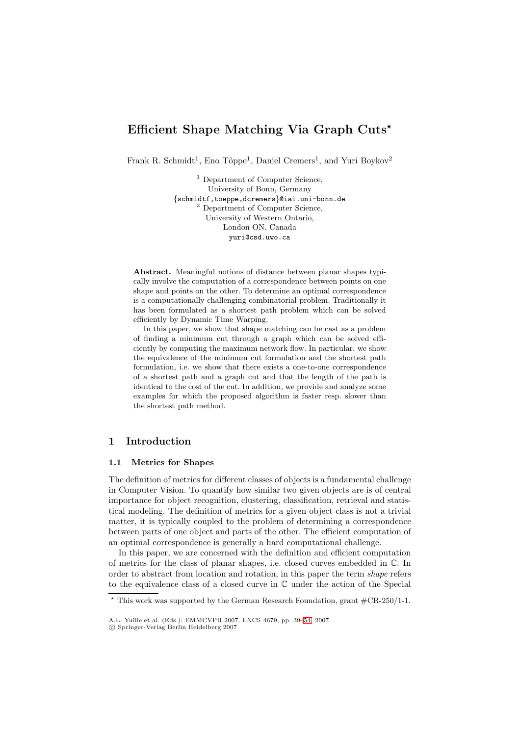# Efficient Shape Matching Via Graph Cuts*

Frank R. Schmidt[1], Eno Töppe[1], Daniel Cremers[1], and Yuri Boykov[2]

[1] Department of Computer Science, University of Bonn, Germany
{schmidtf,toeppe,dcremers}@iai.uni-bonn.de

[2] Department of Computer Science, University of Western Ontario, London ON, Canada
yuri@csd.uwo.ca

**Abstract.** Meaningful notions of distance between planar shapes typically involve the computation of a correspondence between points on one shape and points on the other. To determine an optimal correspondence is a computationally challenging combinatorial problem. Traditionally it has been formulated as a shortest path problem which can be solved efficiently by Dynamic Time Warping.

In this paper, we show that shape matching can be cast as a problem of finding a minimum cut through a graph which can be solved efficiently by computing the maximum network flow. In particular, we show the equivalence of the minimum cut formulation and the shortest path formulation, i.e. we show that there exists a one-to-one correspondence of a shortest path and a graph cut and that the length of the path is identical to the cost of the cut. In addition, we provide and analyze some examples for which the proposed algorithm is faster resp. slower than the shortest path method.

## 1 Introduction

### 1.1 Metrics for Shapes

The definition of metrics for different classes of objects is a fundamental challenge in Computer Vision. To quantify how similar two given objects are is of central importance for object recognition, clustering, classification, retrieval and statistical modeling. The definition of metrics for a given object class is not a trivial matter, it is typically coupled to the problem of determining a correspondence between parts of one object and parts of the other. The efficient computation of an optimal correspondence is generally a hard computational challenge.

In this paper, we are concerned with the definition and efficient computation of metrics for the class of planar shapes, i.e. closed curves embedded in $\mathbb{C}$. In order to abstract from location and rotation, in this paper the term *shape* refers to the equivalence class of a closed curve in $\mathbb{C}$ under the action of the Special

* This work was supported by the German Research Foundation, grant #CR-250/1-1.

A.L. Yuille et al. (Eds.): EMMCVPR 2007, LNCS 4679, pp. 39–54, 2007.
© Springer-Verlag Berlin Heidelberg 2007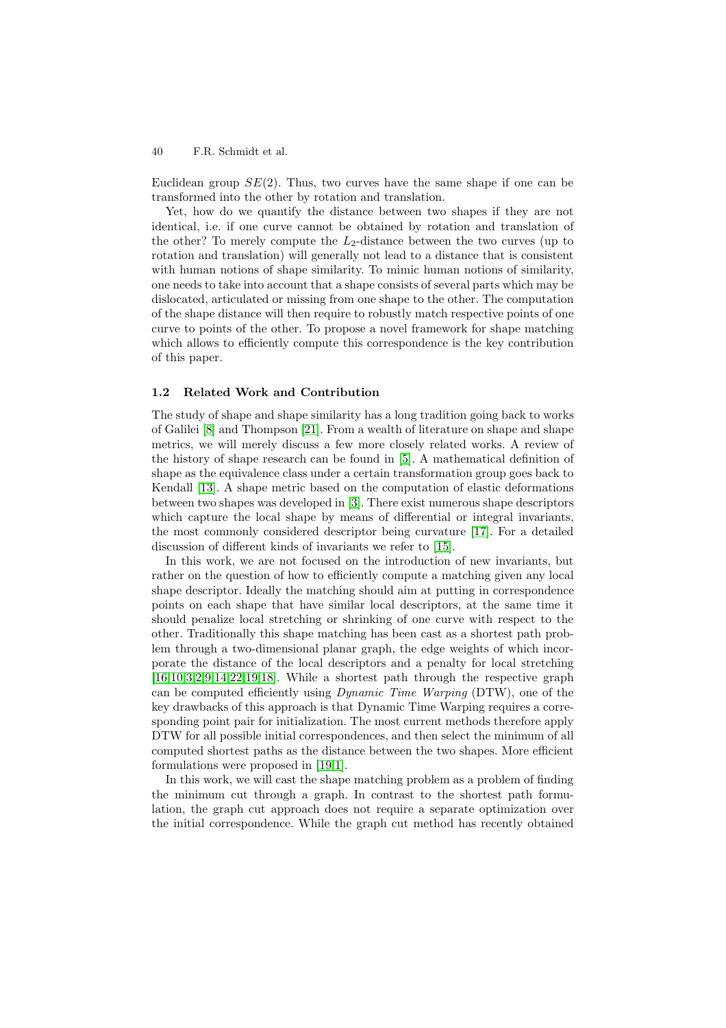Euclidean group $SE(2)$. Thus, two curves have the same shape if one can be transformed into the other by rotation and translation.

Yet, how do we quantify the distance between two shapes if they are not identical, i.e. if one curve cannot be obtained by rotation and translation of the other? To merely compute the $L_2$-distance between the two curves (up to rotation and translation) will generally not lead to a distance that is consistent with human notions of shape similarity. To mimic human notions of similarity, one needs to take into account that a shape consists of several parts which may be dislocated, articulated or missing from one shape to the other. The computation of the shape distance will then require to robustly match respective points of one curve to points of the other. To propose a novel framework for shape matching which allows to efficiently compute this correspondence is the key contribution of this paper.

### 1.2 Related Work and Contribution

The study of shape and shape similarity has a long tradition going back to works of Galilei [8] and Thompson [21]. From a wealth of literature on shape and shape metrics, we will merely discuss a few more closely related works. A review of the history of shape research can be found in [5]. A mathematical definition of shape as the equivalence class under a certain transformation group goes back to Kendall [13]. A shape metric based on the computation of elastic deformations between two shapes was developed in [3]. There exist numerous shape descriptors which capture the local shape by means of differential or integral invariants, the most commonly considered descriptor being curvature [17]. For a detailed discussion of different kinds of invariants we refer to [15].

In this work, we are not focused on the introduction of new invariants, but rather on the question of how to efficiently compute a matching given any local shape descriptor. Ideally the matching should aim at putting in correspondence points on each shape that have similar local descriptors, at the same time it should penalize local stretching or shrinking of one curve with respect to the other. Traditionally this shape matching has been cast as a shortest path problem through a two-dimensional planar graph, the edge weights of which incorporate the distance of the local descriptors and a penalty for local stretching [16,10,3,2,9,14,22,19,18]. While a shortest path through the respective graph can be computed efficiently using *Dynamic Time Warping* (DTW), one of the key drawbacks of this approach is that Dynamic Time Warping requires a corresponding point pair for initialization. The most current methods therefore apply DTW for all possible initial correspondences, and then select the minimum of all computed shortest paths as the distance between the two shapes. More efficient formulations were proposed in [19,1].

In this work, we will cast the shape matching problem as a problem of finding the minimum cut through a graph. In contrast to the shortest path formulation, the graph cut approach does not require a separate optimization over the initial correspondence. While the graph cut method has recently obtained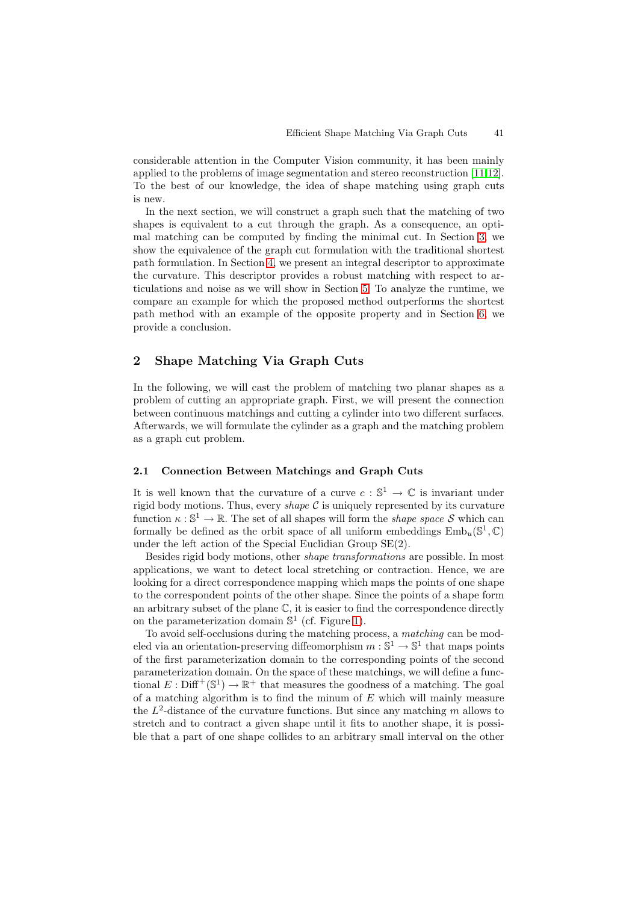considerable attention in the Computer Vision community, it has been mainly applied to the problems of image segmentation and stereo reconstruction [11,12]. To the best of our knowledge, the idea of shape matching using graph cuts is new.

In the next section, we will construct a graph such that the matching of two shapes is equivalent to a cut through the graph. As a consequence, an optimal matching can be computed by finding the minimal cut. In Section 3, we show the equivalence of the graph cut formulation with the traditional shortest path formulation. In Section 4, we present an integral descriptor to approximate the curvature. This descriptor provides a robust matching with respect to articulations and noise as we will show in Section 5. To analyze the runtime, we compare an example for which the proposed method outperforms the shortest path method with an example of the opposite property and in Section 6, we provide a conclusion.

## 2 Shape Matching Via Graph Cuts

In the following, we will cast the problem of matching two planar shapes as a problem of cutting an appropriate graph. First, we will present the connection between continuous matchings and cutting a cylinder into two different surfaces. Afterwards, we will formulate the cylinder as a graph and the matching problem as a graph cut problem.

### 2.1 Connection Between Matchings and Graph Cuts

It is well known that the curvature of a curve $c : \mathbb{S}^1 \to \mathbb{C}$ is invariant under rigid body motions. Thus, every *shape* $\mathcal{C}$ is uniquely represented by its curvature function $\kappa : \mathbb{S}^1 \to \mathbb{R}$. The set of all shapes will form the *shape space* $\mathcal{S}$ which can formally be defined as the orbit space of all uniform embeddings $\mathrm{Emb}_u(\mathbb{S}^1, \mathbb{C})$ under the left action of the Special Euclidian Group SE(2).

Besides rigid body motions, other *shape transformations* are possible. In most applications, we want to detect local stretching or contraction. Hence, we are looking for a direct correspondence mapping which maps the points of one shape to the correspondent points of the other shape. Since the points of a shape form an arbitrary subset of the plane $\mathbb{C}$, it is easier to find the correspondence directly on the parameterization domain $\mathbb{S}^1$ (cf. Figure 1).

To avoid self-occlusions during the matching process, a *matching* can be modeled via an orientation-preserving diffeomorphism $m : \mathbb{S}^1 \to \mathbb{S}^1$ that maps points of the first parameterization domain to the corresponding points of the second parameterization domain. On the space of these matchings, we will define a functional $E : \mathrm{Diff}^+(\mathbb{S}^1) \to \mathbb{R}^+$ that measures the goodness of a matching. The goal of a matching algorithm is to find the minum of $E$ which will mainly measure the $L^2$-distance of the curvature functions. But since any matching $m$ allows to stretch and to contract a given shape until it fits to another shape, it is possible that a part of one shape collides to an arbitrary small interval on the other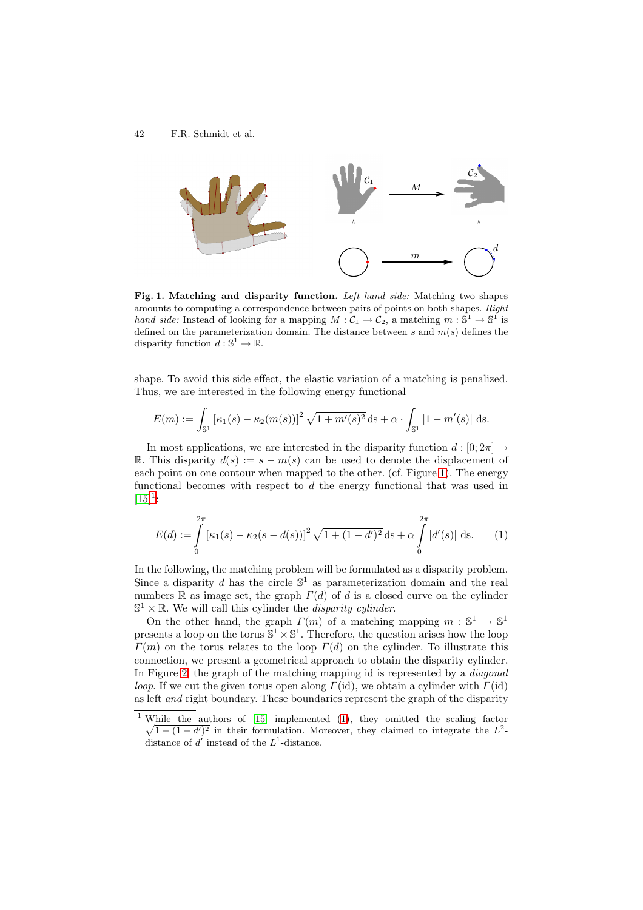**Fig. 1. Matching and disparity function.** *Left hand side:* Matching two shapes amounts to computing a correspondence between pairs of points on both shapes. *Right hand side:* Instead of looking for a mapping $M : \mathcal{C}_1 \to \mathcal{C}_2$, a matching $m : \mathbb{S}^1 \to \mathbb{S}^1$ is defined on the parameterization domain. The distance between $s$ and $m(s)$ defines the disparity function $d : \mathbb{S}^1 \to \mathbb{R}$.

shape. To avoid this side effect, the elastic variation of a matching is penalized. Thus, we are interested in the following energy functional

$$E(m) := \int_{\mathbb{S}^1} \left[\kappa_1(s) - \kappa_2(m(s))\right]^2 \sqrt{1 + m'(s)^2}\, \mathrm{d}s + \alpha \cdot \int_{\mathbb{S}^1} |1 - m'(s)|\, \mathrm{d}s.$$

In most applications, we are interested in the disparity function $d : [0; 2\pi] \to \mathbb{R}$. This disparity $d(s) := s - m(s)$ can be used to denote the displacement of each point on one contour when mapped to the other. (cf. Figure 1). The energy functional becomes with respect to $d$ the energy functional that was used in [15][1]:

$$E(d) := \int_0^{2\pi} \left[\kappa_1(s) - \kappa_2(s - d(s))\right]^2 \sqrt{1 + (1 - d')^2}\, \mathrm{d}s + \alpha \int_0^{2\pi} |d'(s)|\, \mathrm{d}s. \tag{1}$$

In the following, the matching problem will be formulated as a disparity problem. Since a disparity $d$ has the circle $\mathbb{S}^1$ as parameterization domain and the real numbers $\mathbb{R}$ as image set, the graph $\Gamma(d)$ of $d$ is a closed curve on the cylinder $\mathbb{S}^1 \times \mathbb{R}$. We will call this cylinder the *disparity cylinder*.

On the other hand, the graph $\Gamma(m)$ of a matching mapping $m : \mathbb{S}^1 \to \mathbb{S}^1$ presents a loop on the torus $\mathbb{S}^1 \times \mathbb{S}^1$. Therefore, the question arises how the loop $\Gamma(m)$ on the torus relates to the loop $\Gamma(d)$ on the cylinder. To illustrate this connection, we present a geometrical approach to obtain the disparity cylinder. In Figure 2, the graph of the matching mapping id is represented by a *diagonal loop*. If we cut the given torus open along $\Gamma(\mathrm{id})$, we obtain a cylinder with $\Gamma(\mathrm{id})$ as left *and* right boundary. These boundaries represent the graph of the disparity

[1] While the authors of [15] implemented (1), they omitted the scaling factor $\sqrt{1 + (1 - d')^2}$ in their formulation. Moreover, they claimed to integrate the $L^2$-distance of $d'$ instead of the $L^1$-distance.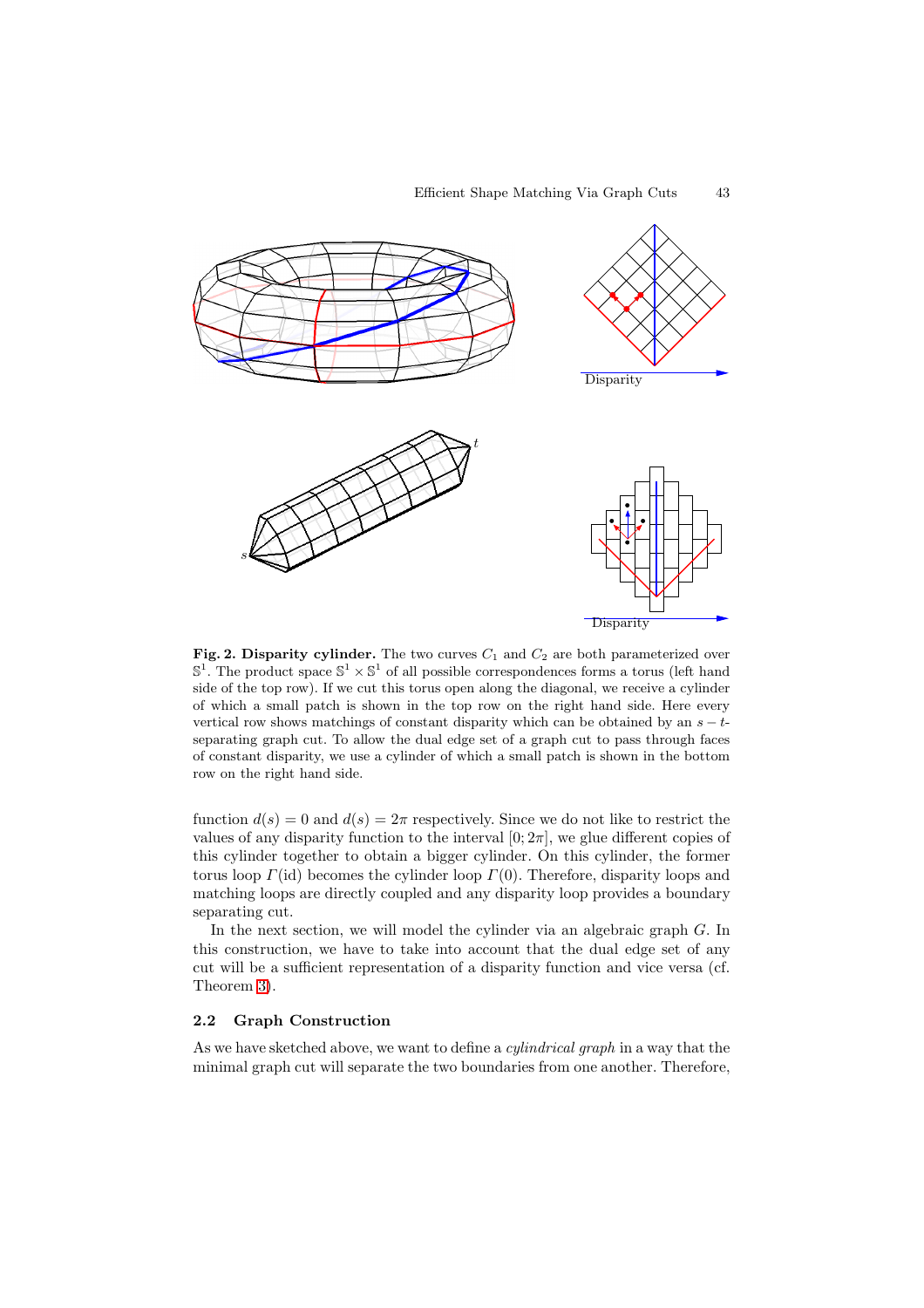**Fig. 2. Disparity cylinder.** The two curves $C_1$ and $C_2$ are both parameterized over $\mathbb{S}^1$. The product space $\mathbb{S}^1 \times \mathbb{S}^1$ of all possible correspondences forms a torus (left hand side of the top row). If we cut this torus open along the diagonal, we receive a cylinder of which a small patch is shown in the top row on the right hand side. Here every vertical row shows matchings of constant disparity which can be obtained by an $s-t$-separating graph cut. To allow the dual edge set of a graph cut to pass through faces of constant disparity, we use a cylinder of which a small patch is shown in the bottom row on the right hand side.

function $d(s) = 0$ and $d(s) = 2\pi$ respectively. Since we do not like to restrict the values of any disparity function to the interval $[0; 2\pi]$, we glue different copies of this cylinder together to obtain a bigger cylinder. On this cylinder, the former torus loop $\Gamma(\text{id})$ becomes the cylinder loop $\Gamma(0)$. Therefore, disparity loops and matching loops are directly coupled and any disparity loop provides a boundary separating cut.

In the next section, we will model the cylinder via an algebraic graph $G$. In this construction, we have to take into account that the dual edge set of any cut will be a sufficient representation of a disparity function and vice versa (cf. Theorem 3).

### 2.2 Graph Construction

As we have sketched above, we want to define a *cylindrical graph* in a way that the minimal graph cut will separate the two boundaries from one another. Therefore,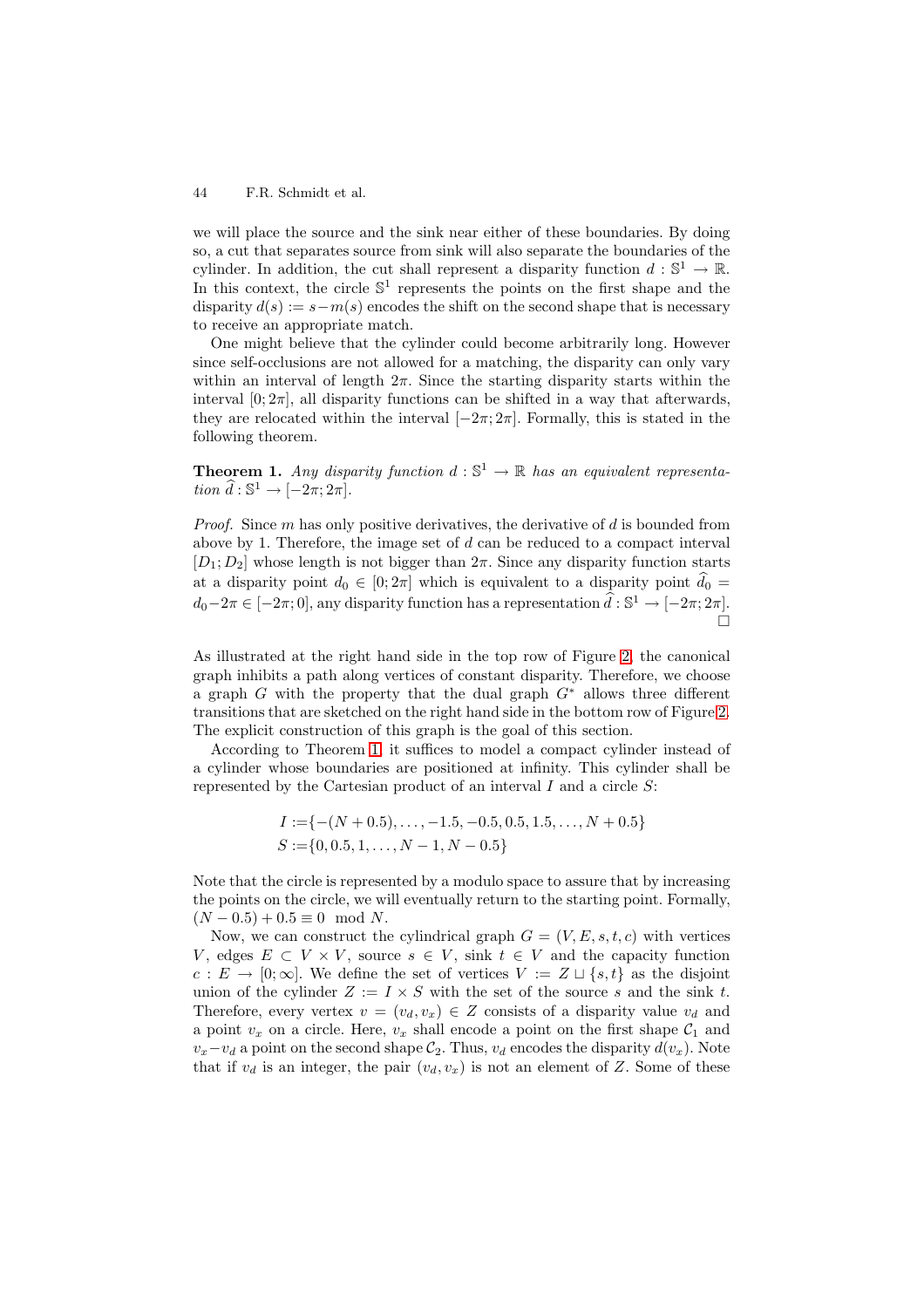we will place the source and the sink near either of these boundaries. By doing so, a cut that separates source from sink will also separate the boundaries of the cylinder. In addition, the cut shall represent a disparity function $d : \mathbb{S}^1 \to \mathbb{R}$. In this context, the circle $\mathbb{S}^1$ represents the points on the first shape and the disparity $d(s) := s - m(s)$ encodes the shift on the second shape that is necessary to receive an appropriate match.

One might believe that the cylinder could become arbitrarily long. However since self-occlusions are not allowed for a matching, the disparity can only vary within an interval of length $2\pi$. Since the starting disparity starts within the interval $[0; 2\pi]$, all disparity functions can be shifted in a way that afterwards, they are relocated within the interval $[-2\pi; 2\pi]$. Formally, this is stated in the following theorem.

**Theorem 1.** *Any disparity function $d : \mathbb{S}^1 \to \mathbb{R}$ has an equivalent representation $\widehat{d} : \mathbb{S}^1 \to [-2\pi; 2\pi]$.*

*Proof.* Since $m$ has only positive derivatives, the derivative of $d$ is bounded from above by 1. Therefore, the image set of $d$ can be reduced to a compact interval $[D_1; D_2]$ whose length is not bigger than $2\pi$. Since any disparity function starts at a disparity point $d_0 \in [0; 2\pi]$ which is equivalent to a disparity point $\widehat{d}_0 = d_0 - 2\pi \in [-2\pi; 0]$, any disparity function has a representation $\widehat{d} : \mathbb{S}^1 \to [-2\pi; 2\pi]$. □

As illustrated at the right hand side in the top row of Figure 2, the canonical graph inhibits a path along vertices of constant disparity. Therefore, we choose a graph $G$ with the property that the dual graph $G^*$ allows three different transitions that are sketched on the right hand side in the bottom row of Figure 2. The explicit construction of this graph is the goal of this section.

According to Theorem 1, it suffices to model a compact cylinder instead of a cylinder whose boundaries are positioned at infinity. This cylinder shall be represented by the Cartesian product of an interval $I$ and a circle $S$:

$$
\begin{aligned}
I :=& \{-(N + 0.5), \ldots, -1.5, -0.5, 0.5, 1.5, \ldots, N + 0.5\} \\
S :=& \{0, 0.5, 1, \ldots, N - 1, N - 0.5\}
\end{aligned}
$$

Note that the circle is represented by a modulo space to assure that by increasing the points on the circle, we will eventually return to the starting point. Formally, $(N - 0.5) + 0.5 \equiv 0 \mod N$.

Now, we can construct the cylindrical graph $G = (V, E, s, t, c)$ with vertices $V$, edges $E \subset V \times V$, source $s \in V$, sink $t \in V$ and the capacity function $c : E \to [0; \infty]$. We define the set of vertices $V := Z \sqcup \{s, t\}$ as the disjoint union of the cylinder $Z := I \times S$ with the set of the source $s$ and the sink $t$. Therefore, every vertex $v = (v_d, v_x) \in Z$ consists of a disparity value $v_d$ and a point $v_x$ on a circle. Here, $v_x$ shall encode a point on the first shape $\mathcal{C}_1$ and $v_x - v_d$ a point on the second shape $\mathcal{C}_2$. Thus, $v_d$ encodes the disparity $d(v_x)$. Note that if $v_d$ is an integer, the pair $(v_d, v_x)$ is not an element of $Z$. Some of these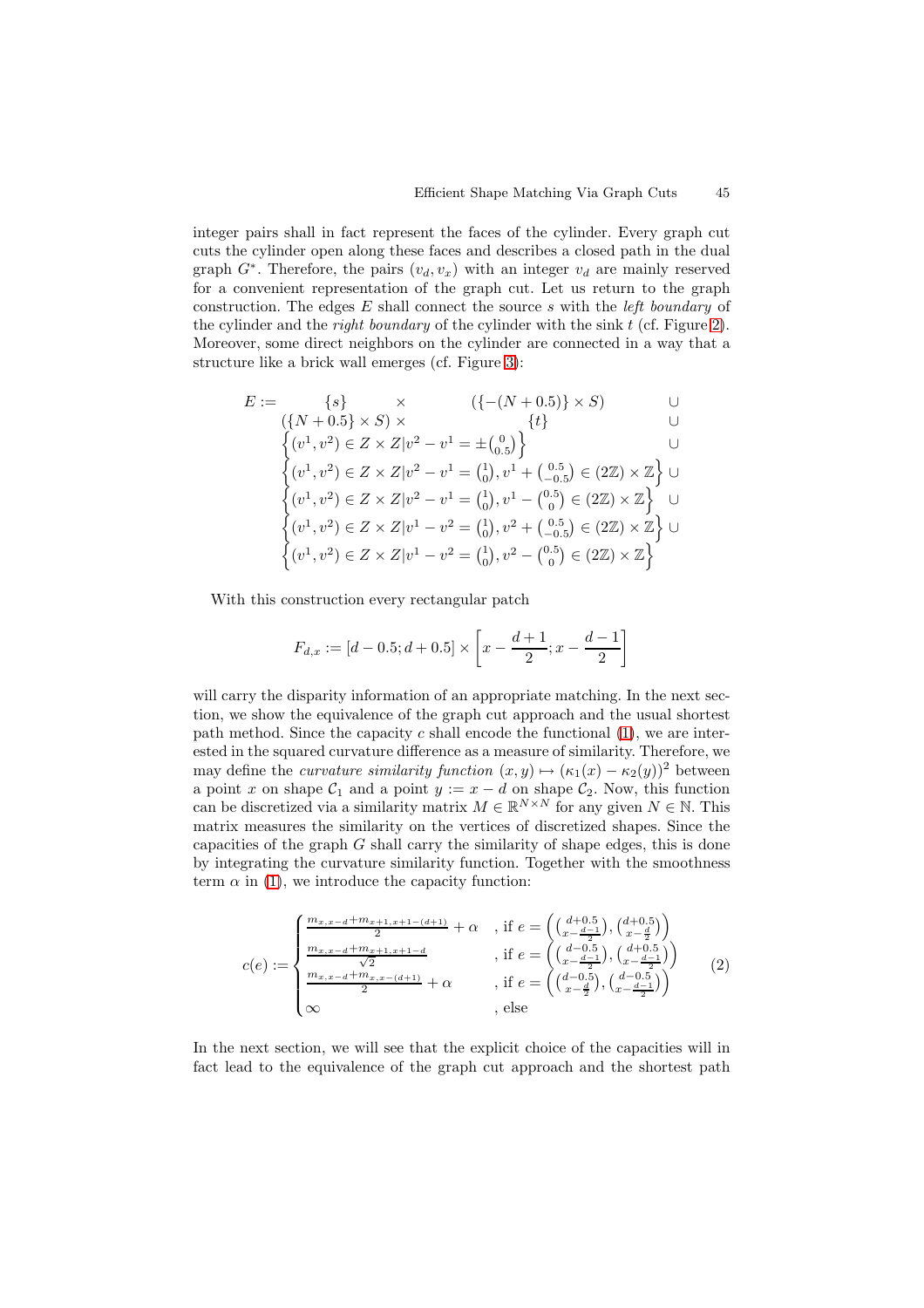integer pairs shall in fact represent the faces of the cylinder. Every graph cut cuts the cylinder open along these faces and describes a closed path in the dual graph $G^*$. Therefore, the pairs $(v_d, v_x)$ with an integer $v_d$ are mainly reserved for a convenient representation of the graph cut. Let us return to the graph construction. The edges $E$ shall connect the source $s$ with the *left boundary* of the cylinder and the *right boundary* of the cylinder with the sink $t$ (cf. Figure 2). Moreover, some direct neighbors on the cylinder are connected in a way that a structure like a brick wall emerges (cf. Figure 3):

$$
\begin{aligned}
E := \quad & \{s\} \times (\{-(N+0.5)\} \times S) \cup \\
& (\{N+0.5\} \times S) \times \{t\} \cup \\
& \left\{(v^1, v^2) \in Z \times Z \middle| v^2 - v^1 = \pm\binom{0}{0.5}\right\} \cup \\
& \left\{(v^1, v^2) \in Z \times Z \middle| v^2 - v^1 = \binom{1}{0}, v^1 + \binom{0.5}{-0.5} \in (2\mathbb{Z}) \times \mathbb{Z}\right\} \cup \\
& \left\{(v^1, v^2) \in Z \times Z \middle| v^2 - v^1 = \binom{1}{0}, v^1 - \binom{0.5}{0} \in (2\mathbb{Z}) \times \mathbb{Z}\right\} \cup \\
& \left\{(v^1, v^2) \in Z \times Z \middle| v^1 - v^2 = \binom{1}{0}, v^2 + \binom{0.5}{-0.5} \in (2\mathbb{Z}) \times \mathbb{Z}\right\} \cup \\
& \left\{(v^1, v^2) \in Z \times Z \middle| v^1 - v^2 = \binom{1}{0}, v^2 - \binom{0.5}{0} \in (2\mathbb{Z}) \times \mathbb{Z}\right\}
\end{aligned}
$$

With this construction every rectangular patch

$$F_{d,x} := [d - 0.5; d + 0.5] \times \left[x - \frac{d+1}{2}; x - \frac{d-1}{2}\right]$$

will carry the disparity information of an appropriate matching. In the next section, we show the equivalence of the graph cut approach and the usual shortest path method. Since the capacity $c$ shall encode the functional (1), we are interested in the squared curvature difference as a measure of similarity. Therefore, we may define the *curvature similarity function* $(x, y) \mapsto (\kappa_1(x) - \kappa_2(y))^2$ between a point $x$ on shape $\mathcal{C}_1$ and a point $y := x - d$ on shape $\mathcal{C}_2$. Now, this function can be discretized via a similarity matrix $M \in \mathbb{R}^{N \times N}$ for any given $N \in \mathbb{N}$. This matrix measures the similarity on the vertices of discretized shapes. Since the capacities of the graph $G$ shall carry the similarity of shape edges, this is done by integrating the curvature similarity function. Together with the smoothness term $\alpha$ in (1), we introduce the capacity function:

$$
c(e) := \begin{cases}
\frac{m_{x,x-d} + m_{x+1,x+1-(d+1)}}{2} + \alpha & , \text{if } e = \left(\binom{d+0.5}{x-\frac{d-1}{2}}, \binom{d+0.5}{x-\frac{d}{2}}\right) \\
\frac{m_{x,x-d} + m_{x+1,x+1-d}}{\sqrt{2}} & , \text{if } e = \left(\binom{d-0.5}{x-\frac{d-1}{2}}, \binom{d+0.5}{x-\frac{d-1}{2}}\right) \\
\frac{m_{x,x-d} + m_{x,x-(d+1)}}{2} + \alpha & , \text{if } e = \left(\binom{d-0.5}{x-\frac{d}{2}}, \binom{d-0.5}{x-\frac{d-1}{2}}\right) \\
\infty & , \text{else}
\end{cases} \tag{2}
$$

In the next section, we will see that the explicit choice of the capacities will in fact lead to the equivalence of the graph cut approach and the shortest path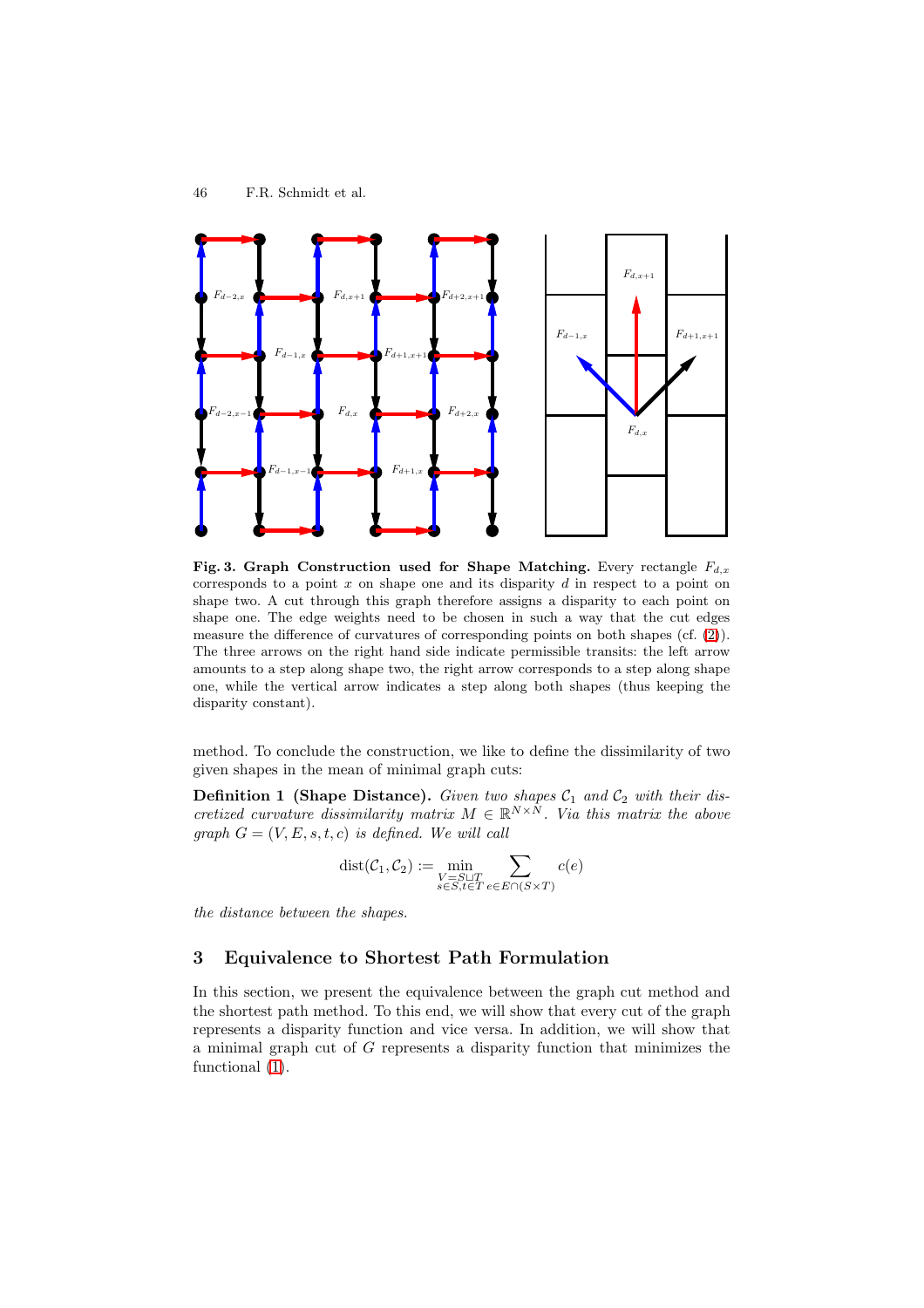**Fig. 3. Graph Construction used for Shape Matching.** Every rectangle $F_{d,x}$ corresponds to a point $x$ on shape one and its disparity $d$ in respect to a point on shape two. A cut through this graph therefore assigns a disparity to each point on shape one. The edge weights need to be chosen in such a way that the cut edges measure the difference of curvatures of corresponding points on both shapes (cf. (2)). The three arrows on the right hand side indicate permissible transits: the left arrow amounts to a step along shape two, the right arrow corresponds to a step along shape one, while the vertical arrow indicates a step along both shapes (thus keeping the disparity constant).

method. To conclude the construction, we like to define the dissimilarity of two given shapes in the mean of minimal graph cuts:

**Definition 1 (Shape Distance).** *Given two shapes $\mathcal{C}_1$ and $\mathcal{C}_2$ with their discretized curvature dissimilarity matrix $M \in \mathbb{R}^{N \times N}$. Via this matrix the above graph $G = (V, E, s, t, c)$ is defined. We will call*

$$\operatorname{dist}(\mathcal{C}_1, \mathcal{C}_2) := \min_{\substack{V = S \sqcup T \\ s \in S, t \in T}} \sum_{e \in E \cap (S \times T)} c(e)$$

*the distance between the shapes.*

## 3 Equivalence to Shortest Path Formulation

In this section, we present the equivalence between the graph cut method and the shortest path method. To this end, we will show that every cut of the graph represents a disparity function and vice versa. In addition, we will show that a minimal graph cut of $G$ represents a disparity function that minimizes the functional (1).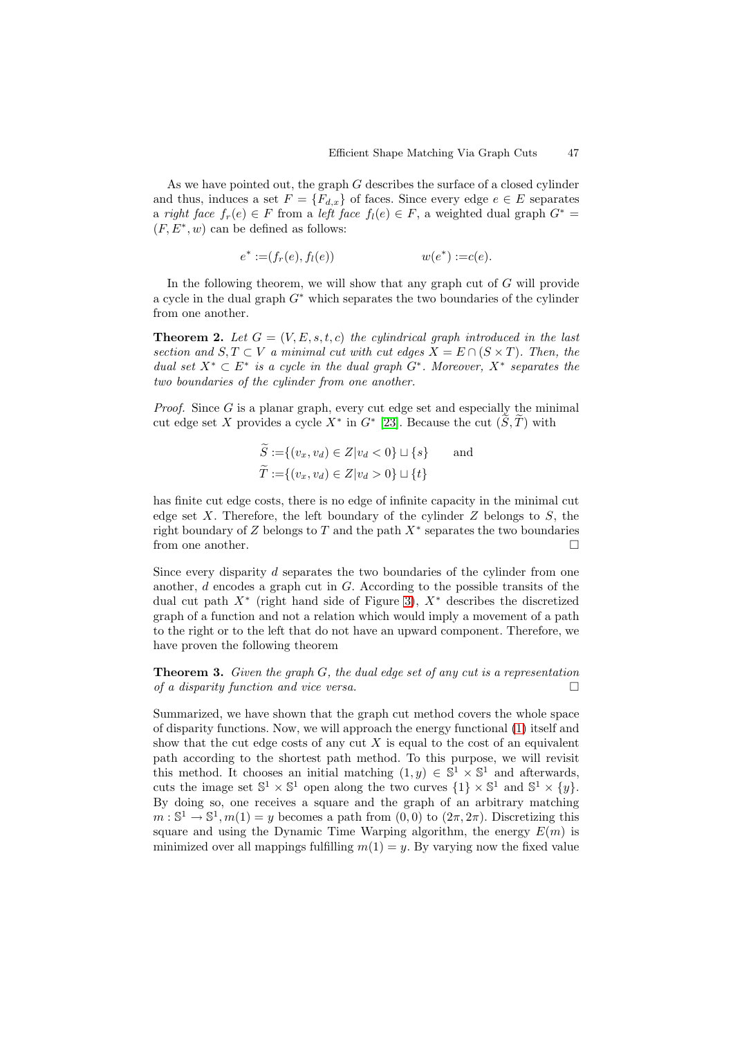As we have pointed out, the graph $G$ describes the surface of a closed cylinder and thus, induces a set $F = \{F_{d,x}\}$ of faces. Since every edge $e \in E$ separates a *right face* $f_r(e) \in F$ from a *left face* $f_l(e) \in F$, a weighted dual graph $G^* = (F, E^*, w)$ can be defined as follows:

$$e^* := (f_r(e), f_l(e)) \qquad\qquad w(e^*) := c(e).$$

In the following theorem, we will show that any graph cut of $G$ will provide a cycle in the dual graph $G^*$ which separates the two boundaries of the cylinder from one another.

**Theorem 2.** *Let $G = (V, E, s, t, c)$ the cylindrical graph introduced in the last section and $S, T \subset V$ a minimal cut with cut edges $X = E \cap (S \times T)$. Then, the dual set $X^* \subset E^*$ is a cycle in the dual graph $G^*$. Moreover, $X^*$ separates the two boundaries of the cylinder from one another.*

*Proof.* Since $G$ is a planar graph, every cut edge set and especially the minimal cut edge set $X$ provides a cycle $X^*$ in $G^*$ [23]. Because the cut $(\widetilde{S}, \widetilde{T})$ with

$$\widetilde{S} := \{(v_x, v_d) \in Z | v_d < 0\} \sqcup \{s\} \qquad \text{and}$$
$$\widetilde{T} := \{(v_x, v_d) \in Z | v_d > 0\} \sqcup \{t\}$$

has finite cut edge costs, there is no edge of infinite capacity in the minimal cut edge set $X$. Therefore, the left boundary of the cylinder $Z$ belongs to $S$, the right boundary of $Z$ belongs to $T$ and the path $X^*$ separates the two boundaries from one another. □

Since every disparity $d$ separates the two boundaries of the cylinder from one another, $d$ encodes a graph cut in $G$. According to the possible transits of the dual cut path $X^*$ (right hand side of Figure 3), $X^*$ describes the discretized graph of a function and not a relation which would imply a movement of a path to the right or to the left that do not have an upward component. Therefore, we have proven the following theorem

**Theorem 3.** *Given the graph $G$, the dual edge set of any cut is a representation of a disparity function and vice versa.* □

Summarized, we have shown that the graph cut method covers the whole space of disparity functions. Now, we will approach the energy functional (1) itself and show that the cut edge costs of any cut $X$ is equal to the cost of an equivalent path according to the shortest path method. To this purpose, we will revisit this method. It chooses an initial matching $(1, y) \in \mathbb{S}^1 \times \mathbb{S}^1$ and afterwards, cuts the image set $\mathbb{S}^1 \times \mathbb{S}^1$ open along the two curves $\{1\} \times \mathbb{S}^1$ and $\mathbb{S}^1 \times \{y\}$. By doing so, one receives a square and the graph of an arbitrary matching $m : \mathbb{S}^1 \to \mathbb{S}^1, m(1) = y$ becomes a path from $(0, 0)$ to $(2\pi, 2\pi)$. Discretizing this square and using the Dynamic Time Warping algorithm, the energy $E(m)$ is minimized over all mappings fulfilling $m(1) = y$. By varying now the fixed value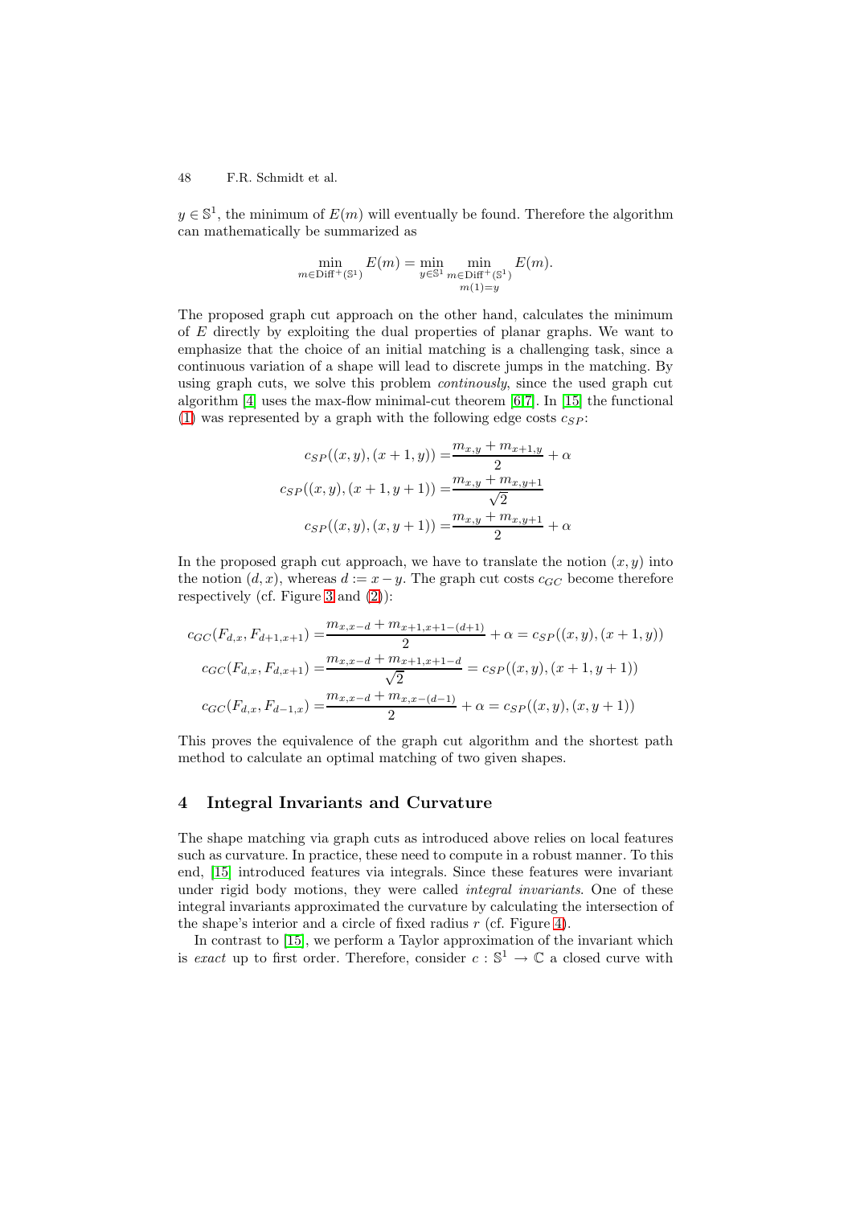$y \in \mathbb{S}^1$, the minimum of $E(m)$ will eventually be found. Therefore the algorithm can mathematically be summarized as

$$\min_{m \in \mathrm{Diff}^+(\mathbb{S}^1)} E(m) = \min_{y \in \mathbb{S}^1} \min_{\substack{m \in \mathrm{Diff}^+(\mathbb{S}^1) \\ m(1)=y}} E(m).$$

The proposed graph cut approach on the other hand, calculates the minimum of $E$ directly by exploiting the dual properties of planar graphs. We want to emphasize that the choice of an initial matching is a challenging task, since a continuous variation of a shape will lead to discrete jumps in the matching. By using graph cuts, we solve this problem *continously*, since the used graph cut algorithm [4] uses the max-flow minimal-cut theorem [6,7]. In [15] the functional (1) was represented by a graph with the following edge costs $c_{SP}$:

$$\begin{aligned}
c_{SP}((x,y),(x+1,y)) &= \frac{m_{x,y} + m_{x+1,y}}{2} + \alpha \\
c_{SP}((x,y),(x+1,y+1)) &= \frac{m_{x,y} + m_{x,y+1}}{\sqrt{2}} \\
c_{SP}((x,y),(x,y+1)) &= \frac{m_{x,y} + m_{x,y+1}}{2} + \alpha
\end{aligned}$$

In the proposed graph cut approach, we have to translate the notion $(x,y)$ into the notion $(d,x)$, whereas $d := x - y$. The graph cut costs $c_{GC}$ become therefore respectively (cf. Figure 3 and (2)):

$$\begin{aligned}
c_{GC}(F_{d,x}, F_{d+1,x+1}) &= \frac{m_{x,x-d} + m_{x+1,x+1-(d+1)}}{2} + \alpha = c_{SP}((x,y),(x+1,y)) \\
c_{GC}(F_{d,x}, F_{d,x+1}) &= \frac{m_{x,x-d} + m_{x+1,x+1-d}}{\sqrt{2}} = c_{SP}((x,y),(x+1,y+1)) \\
c_{GC}(F_{d,x}, F_{d-1,x}) &= \frac{m_{x,x-d} + m_{x,x-(d-1)}}{2} + \alpha = c_{SP}((x,y),(x,y+1))
\end{aligned}$$

This proves the equivalence of the graph cut algorithm and the shortest path method to calculate an optimal matching of two given shapes.

## 4 Integral Invariants and Curvature

The shape matching via graph cuts as introduced above relies on local features such as curvature. In practice, these need to compute in a robust manner. To this end, [15] introduced features via integrals. Since these features were invariant under rigid body motions, they were called *integral invariants*. One of these integral invariants approximated the curvature by calculating the intersection of the shape's interior and a circle of fixed radius $r$ (cf. Figure 4).

In contrast to [15], we perform a Taylor approximation of the invariant which is *exact* up to first order. Therefore, consider $c : \mathbb{S}^1 \to \mathbb{C}$ a closed curve with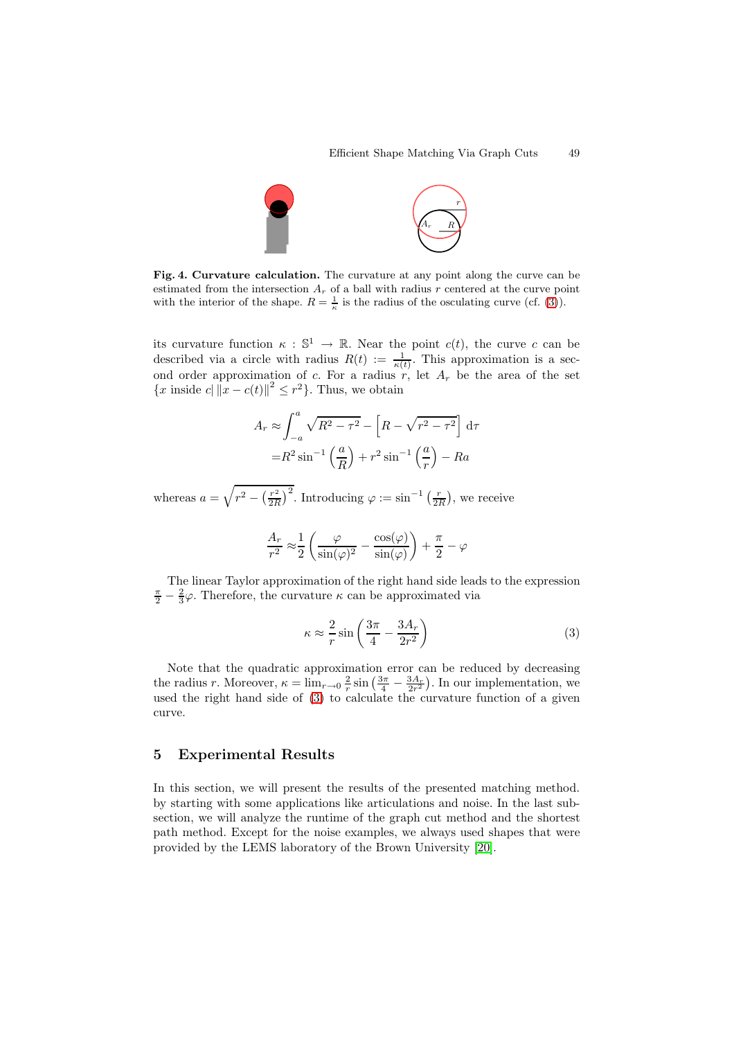**Fig. 4. Curvature calculation.** The curvature at any point along the curve can be estimated from the intersection $A_r$ of a ball with radius $r$ centered at the curve point with the interior of the shape. $R = \frac{1}{\kappa}$ is the radius of the osculating curve (cf. (3)).

its curvature function $\kappa : \mathbb{S}^1 \to \mathbb{R}$. Near the point $c(t)$, the curve $c$ can be described via a circle with radius $R(t) := \frac{1}{\kappa(t)}$. This approximation is a second order approximation of $c$. For a radius $r$, let $A_r$ be the area of the set $\{x \text{ inside } c | \, \|x - c(t)\|^2 \leq r^2\}$. Thus, we obtain

$$
\begin{aligned}
A_r \approx & \int_{-a}^{a} \sqrt{R^2 - \tau^2} - \left[ R - \sqrt{r^2 - \tau^2} \right] \mathrm{d}\tau \\
= & R^2 \sin^{-1}\left(\frac{a}{R}\right) + r^2 \sin^{-1}\left(\frac{a}{r}\right) - Ra
\end{aligned}
$$

whereas $a = \sqrt{r^2 - \left(\frac{r^2}{2R}\right)^2}$. Introducing $\varphi := \sin^{-1}\left(\frac{r}{2R}\right)$, we receive

$$
\frac{A_r}{r^2} \approx \frac{1}{2}\left(\frac{\varphi}{\sin(\varphi)^2} - \frac{\cos(\varphi)}{\sin(\varphi)}\right) + \frac{\pi}{2} - \varphi
$$

The linear Taylor approximation of the right hand side leads to the expression $\frac{\pi}{2} - \frac{2}{3}\varphi$. Therefore, the curvature $\kappa$ can be approximated via

$$
\kappa \approx \frac{2}{r} \sin\left(\frac{3\pi}{4} - \frac{3A_r}{2r^2}\right) \tag{3}
$$

Note that the quadratic approximation error can be reduced by decreasing the radius $r$. Moreover, $\kappa = \lim_{r \to 0} \frac{2}{r} \sin\left(\frac{3\pi}{4} - \frac{3A_r}{2r^2}\right)$. In our implementation, we used the right hand side of (3) to calculate the curvature function of a given curve.

## 5 Experimental Results

In this section, we will present the results of the presented matching method. by starting with some applications like articulations and noise. In the last subsection, we will analyze the runtime of the graph cut method and the shortest path method. Except for the noise examples, we always used shapes that were provided by the LEMS laboratory of the Brown University [20].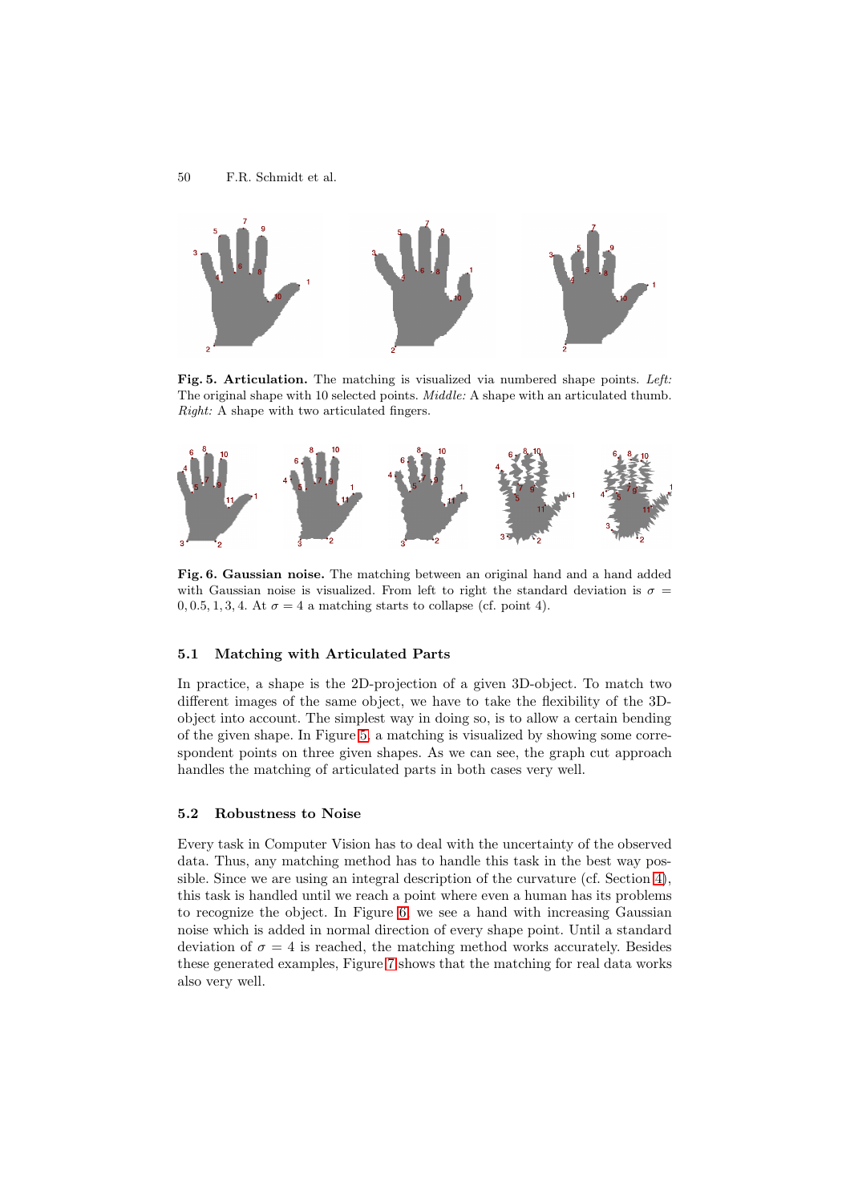**Fig. 5. Articulation.** The matching is visualized via numbered shape points. *Left:* The original shape with 10 selected points. *Middle:* A shape with an articulated thumb. *Right:* A shape with two articulated fingers.

**Fig. 6. Gaussian noise.** The matching between an original hand and a hand added with Gaussian noise is visualized. From left to right the standard deviation is $\sigma = 0, 0.5, 1, 3, 4$. At $\sigma = 4$ a matching starts to collapse (cf. point 4).

### 5.1 Matching with Articulated Parts

In practice, a shape is the 2D-projection of a given 3D-object. To match two different images of the same object, we have to take the flexibility of the 3D-object into account. The simplest way in doing so, is to allow a certain bending of the given shape. In Figure 5, a matching is visualized by showing some correspondent points on three given shapes. As we can see, the graph cut approach handles the matching of articulated parts in both cases very well.

### 5.2 Robustness to Noise

Every task in Computer Vision has to deal with the uncertainty of the observed data. Thus, any matching method has to handle this task in the best way possible. Since we are using an integral description of the curvature (cf. Section 4), this task is handled until we reach a point where even a human has its problems to recognize the object. In Figure 6, we see a hand with increasing Gaussian noise which is added in normal direction of every shape point. Until a standard deviation of $\sigma = 4$ is reached, the matching method works accurately. Besides these generated examples, Figure 7 shows that the matching for real data works also very well.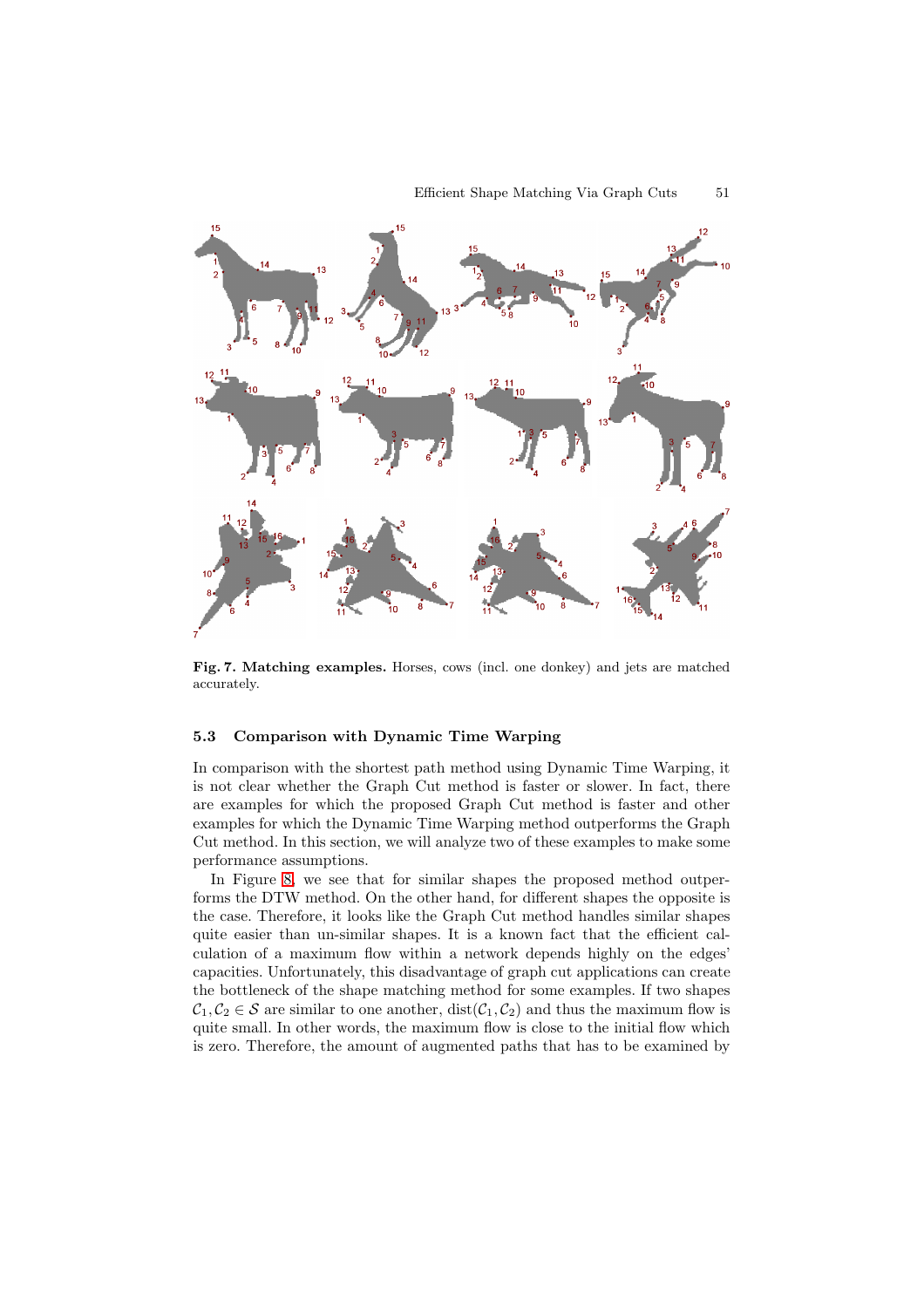**Fig. 7. Matching examples.** Horses, cows (incl. one donkey) and jets are matched accurately.

### 5.3 Comparison with Dynamic Time Warping

In comparison with the shortest path method using Dynamic Time Warping, it is not clear whether the Graph Cut method is faster or slower. In fact, there are examples for which the proposed Graph Cut method is faster and other examples for which the Dynamic Time Warping method outperforms the Graph Cut method. In this section, we will analyze two of these examples to make some performance assumptions.

In Figure 8, we see that for similar shapes the proposed method outperforms the DTW method. On the other hand, for different shapes the opposite is the case. Therefore, it looks like the Graph Cut method handles similar shapes quite easier than un-similar shapes. It is a known fact that the efficient calculation of a maximum flow within a network depends highly on the edges' capacities. Unfortunately, this disadvantage of graph cut applications can create the bottleneck of the shape matching method for some examples. If two shapes $\mathcal{C}_1, \mathcal{C}_2 \in \mathcal{S}$ are similar to one another, $\text{dist}(\mathcal{C}_1, \mathcal{C}_2)$ and thus the maximum flow is quite small. In other words, the maximum flow is close to the initial flow which is zero. Therefore, the amount of augmented paths that has to be examined by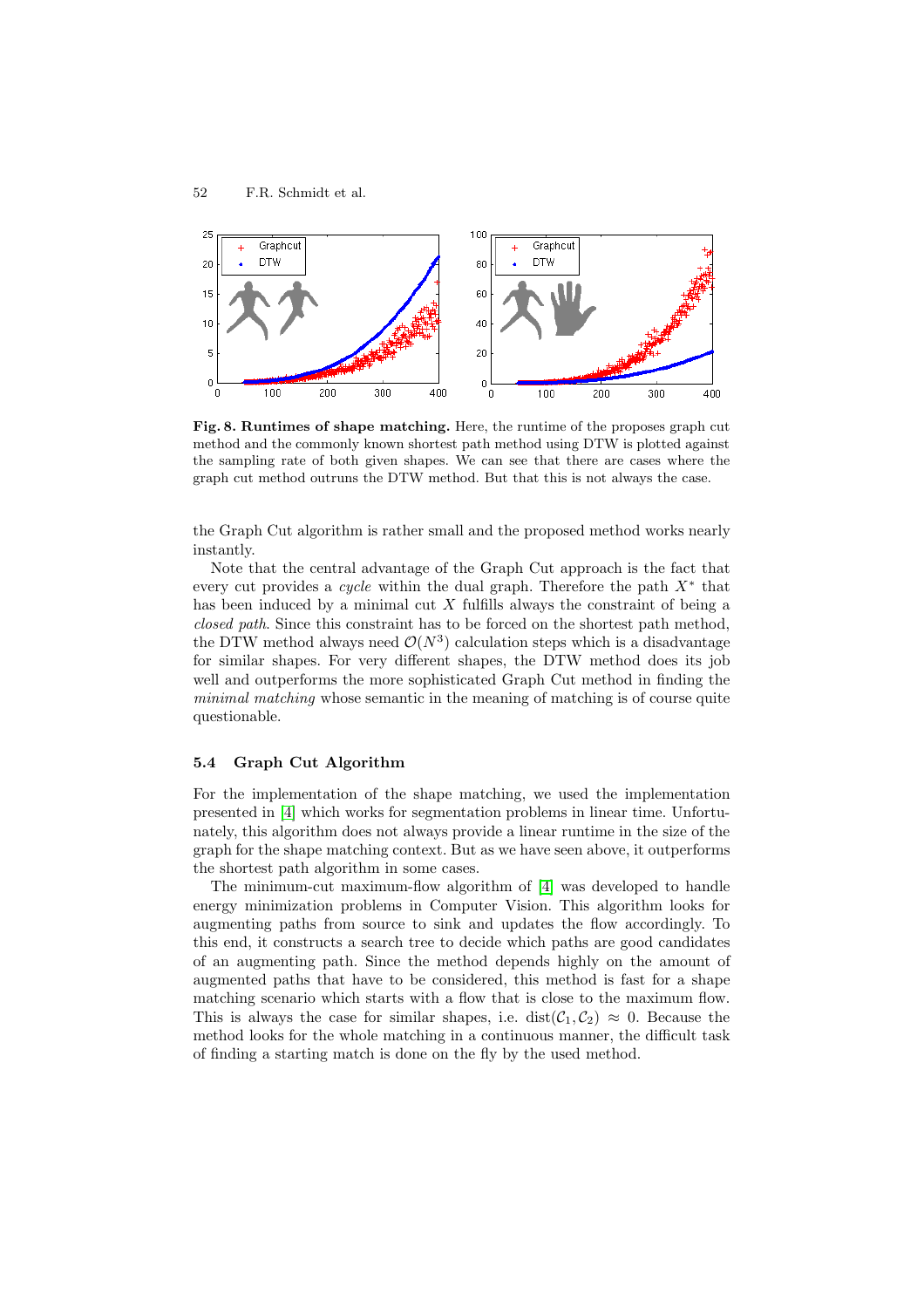**Fig. 8. Runtimes of shape matching.** Here, the runtime of the proposes graph cut method and the commonly known shortest path method using DTW is plotted against the sampling rate of both given shapes. We can see that there are cases where the graph cut method outruns the DTW method. But that this is not always the case.

the Graph Cut algorithm is rather small and the proposed method works nearly instantly.

Note that the central advantage of the Graph Cut approach is the fact that every cut provides a *cycle* within the dual graph. Therefore the path $X^*$ that has been induced by a minimal cut $X$ fulfills always the constraint of being a *closed path*. Since this constraint has to be forced on the shortest path method, the DTW method always need $\mathcal{O}(N^3)$ calculation steps which is a disadvantage for similar shapes. For very different shapes, the DTW method does its job well and outperforms the more sophisticated Graph Cut method in finding the *minimal matching* whose semantic in the meaning of matching is of course quite questionable.

### 5.4 Graph Cut Algorithm

For the implementation of the shape matching, we used the implementation presented in [4] which works for segmentation problems in linear time. Unfortunately, this algorithm does not always provide a linear runtime in the size of the graph for the shape matching context. But as we have seen above, it outperforms the shortest path algorithm in some cases.

The minimum-cut maximum-flow algorithm of [4] was developed to handle energy minimization problems in Computer Vision. This algorithm looks for augmenting paths from source to sink and updates the flow accordingly. To this end, it constructs a search tree to decide which paths are good candidates of an augmenting path. Since the method depends highly on the amount of augmented paths that have to be considered, this method is fast for a shape matching scenario which starts with a flow that is close to the maximum flow. This is always the case for similar shapes, i.e. $\text{dist}(\mathcal{C}_1, \mathcal{C}_2) \approx 0$. Because the method looks for the whole matching in a continuous manner, the difficult task of finding a starting match is done on the fly by the used method.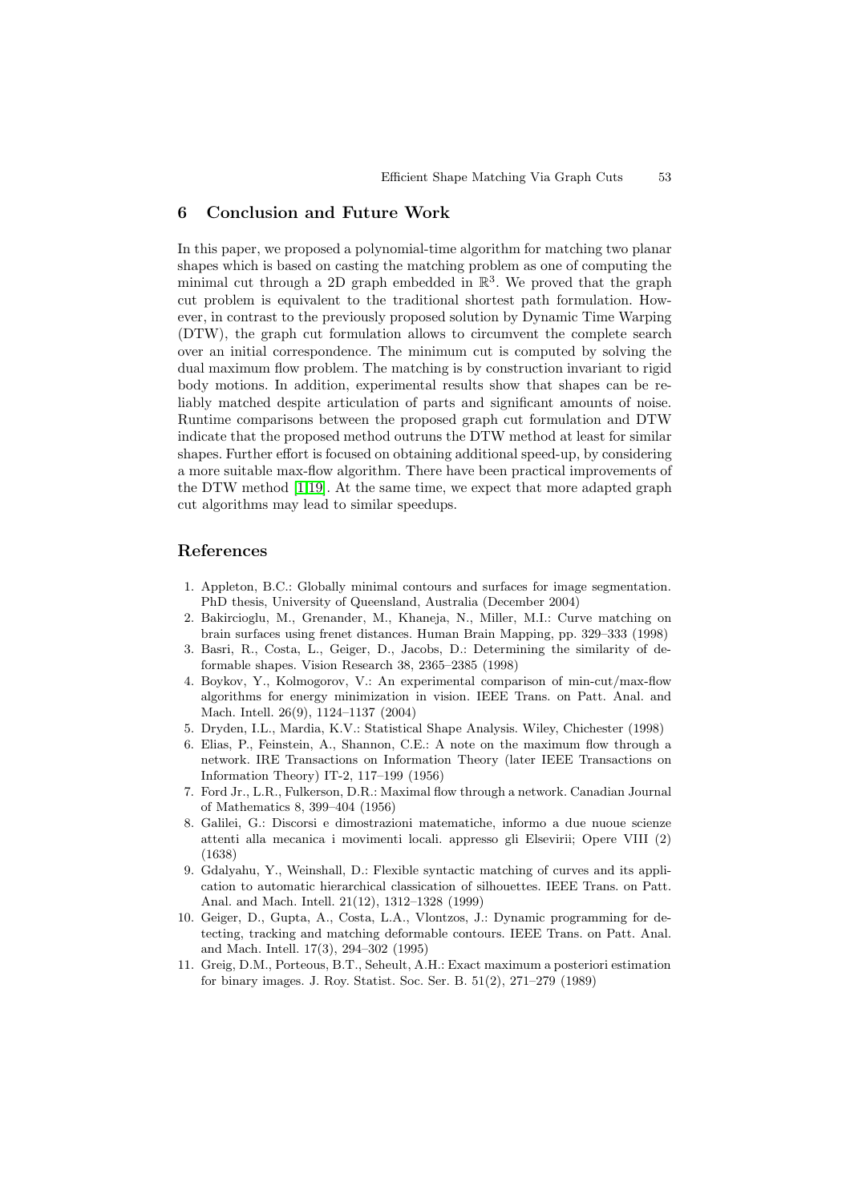## 6 Conclusion and Future Work

In this paper, we proposed a polynomial-time algorithm for matching two planar shapes which is based on casting the matching problem as one of computing the minimal cut through a 2D graph embedded in $\mathbb{R}^3$. We proved that the graph cut problem is equivalent to the traditional shortest path formulation. However, in contrast to the previously proposed solution by Dynamic Time Warping (DTW), the graph cut formulation allows to circumvent the complete search over an initial correspondence. The minimum cut is computed by solving the dual maximum flow problem. The matching is by construction invariant to rigid body motions. In addition, experimental results show that shapes can be reliably matched despite articulation of parts and significant amounts of noise. Runtime comparisons between the proposed graph cut formulation and DTW indicate that the proposed method outruns the DTW method at least for similar shapes. Further effort is focused on obtaining additional speed-up, by considering a more suitable max-flow algorithm. There have been practical improvements of the DTW method [1,19]. At the same time, we expect that more adapted graph cut algorithms may lead to similar speedups.

## References

1. Appleton, B.C.: Globally minimal contours and surfaces for image segmentation. PhD thesis, University of Queensland, Australia (December 2004)
2. Bakircioglu, M., Grenander, M., Khaneja, N., Miller, M.I.: Curve matching on brain surfaces using frenet distances. Human Brain Mapping, pp. 329–333 (1998)
3. Basri, R., Costa, L., Geiger, D., Jacobs, D.: Determining the similarity of deformable shapes. Vision Research 38, 2365–2385 (1998)
4. Boykov, Y., Kolmogorov, V.: An experimental comparison of min-cut/max-flow algorithms for energy minimization in vision. IEEE Trans. on Patt. Anal. and Mach. Intell. 26(9), 1124–1137 (2004)
5. Dryden, I.L., Mardia, K.V.: Statistical Shape Analysis. Wiley, Chichester (1998)
6. Elias, P., Feinstein, A., Shannon, C.E.: A note on the maximum flow through a network. IRE Transactions on Information Theory (later IEEE Transactions on Information Theory) IT-2, 117–199 (1956)
7. Ford Jr., L.R., Fulkerson, D.R.: Maximal flow through a network. Canadian Journal of Mathematics 8, 399–404 (1956)
8. Galilei, G.: Discorsi e dimostrazioni matematiche, informo a due nuoue scienze attenti alla mecanica i movimenti locali. appresso gli Elsevirii; Opere VIII (2) (1638)
9. Gdalyahu, Y., Weinshall, D.: Flexible syntactic matching of curves and its application to automatic hierarchical classication of silhouettes. IEEE Trans. on Patt. Anal. and Mach. Intell. 21(12), 1312–1328 (1999)
10. Geiger, D., Gupta, A., Costa, L.A., Vlontzos, J.: Dynamic programming for detecting, tracking and matching deformable contours. IEEE Trans. on Patt. Anal. and Mach. Intell. 17(3), 294–302 (1995)
11. Greig, D.M., Porteous, B.T., Seheult, A.H.: Exact maximum a posteriori estimation for binary images. J. Roy. Statist. Soc. Ser. B. 51(2), 271–279 (1989)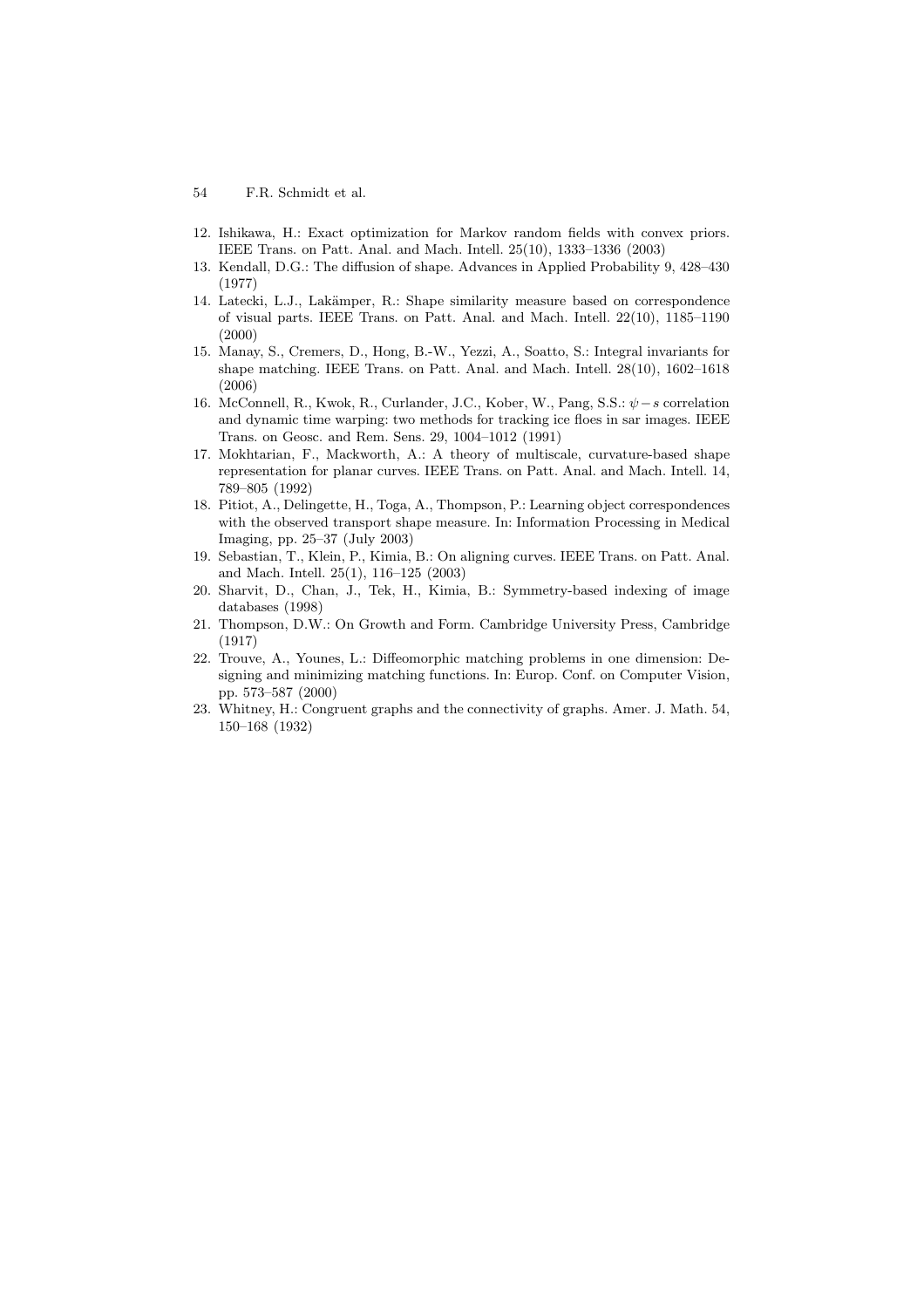12. Ishikawa, H.: Exact optimization for Markov random fields with convex priors. IEEE Trans. on Patt. Anal. and Mach. Intell. 25(10), 1333–1336 (2003)
13. Kendall, D.G.: The diffusion of shape. Advances in Applied Probability 9, 428–430 (1977)
14. Latecki, L.J., Lakämper, R.: Shape similarity measure based on correspondence of visual parts. IEEE Trans. on Patt. Anal. and Mach. Intell. 22(10), 1185–1190 (2000)
15. Manay, S., Cremers, D., Hong, B.-W., Yezzi, A., Soatto, S.: Integral invariants for shape matching. IEEE Trans. on Patt. Anal. and Mach. Intell. 28(10), 1602–1618 (2006)
16. McConnell, R., Kwok, R., Curlander, J.C., Kober, W., Pang, S.S.: $\psi - s$ correlation and dynamic time warping: two methods for tracking ice floes in sar images. IEEE Trans. on Geosc. and Rem. Sens. 29, 1004–1012 (1991)
17. Mokhtarian, F., Mackworth, A.: A theory of multiscale, curvature-based shape representation for planar curves. IEEE Trans. on Patt. Anal. and Mach. Intell. 14, 789–805 (1992)
18. Pitiot, A., Delingette, H., Toga, A., Thompson, P.: Learning object correspondences with the observed transport shape measure. In: Information Processing in Medical Imaging, pp. 25–37 (July 2003)
19. Sebastian, T., Klein, P., Kimia, B.: On aligning curves. IEEE Trans. on Patt. Anal. and Mach. Intell. 25(1), 116–125 (2003)
20. Sharvit, D., Chan, J., Tek, H., Kimia, B.: Symmetry-based indexing of image databases (1998)
21. Thompson, D.W.: On Growth and Form. Cambridge University Press, Cambridge (1917)
22. Trouve, A., Younes, L.: Diffeomorphic matching problems in one dimension: Designing and minimizing matching functions. In: Europ. Conf. on Computer Vision, pp. 573–587 (2000)
23. Whitney, H.: Congruent graphs and the connectivity of graphs. Amer. J. Math. 54, 150–168 (1932)